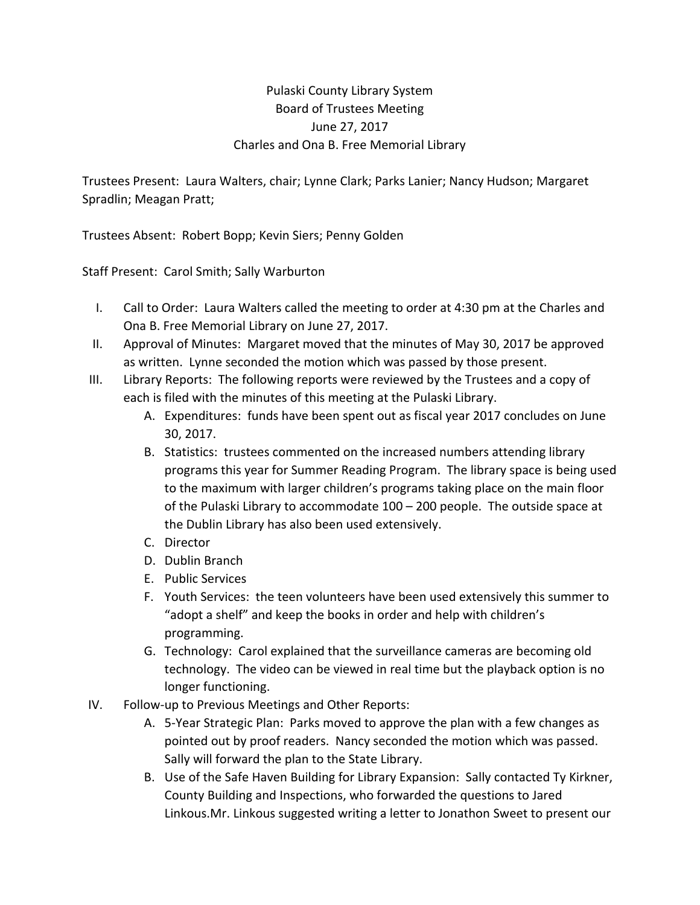Pulaski County Library System
Board of Trustees Meeting
June 27, 2017
Charles and Ona B. Free Memorial Library

Trustees Present: Laura Walters, chair; Lynne Clark; Parks Lanier; Nancy Hudson; Margaret Spradlin; Meagan Pratt;

Trustees Absent: Robert Bopp; Kevin Siers; Penny Golden

Staff Present: Carol Smith; Sally Warburton

I. Call to Order: Laura Walters called the meeting to order at 4:30 pm at the Charles and Ona B. Free Memorial Library on June 27, 2017.

II. Approval of Minutes: Margaret moved that the minutes of May 30, 2017 be approved as written. Lynne seconded the motion which was passed by those present.

III. Library Reports: The following reports were reviewed by the Trustees and a copy of each is filed with the minutes of this meeting at the Pulaski Library.
   A. Expenditures: funds have been spent out as fiscal year 2017 concludes on June 30, 2017.
   B. Statistics: trustees commented on the increased numbers attending library programs this year for Summer Reading Program. The library space is being used to the maximum with larger children's programs taking place on the main floor of the Pulaski Library to accommodate 100 – 200 people. The outside space at the Dublin Library has also been used extensively.
   C. Director
   D. Dublin Branch
   E. Public Services
   F. Youth Services: the teen volunteers have been used extensively this summer to "adopt a shelf" and keep the books in order and help with children's programming.
   G. Technology: Carol explained that the surveillance cameras are becoming old technology. The video can be viewed in real time but the playback option is no longer functioning.

IV. Follow-up to Previous Meetings and Other Reports:
   A. 5-Year Strategic Plan: Parks moved to approve the plan with a few changes as pointed out by proof readers. Nancy seconded the motion which was passed. Sally will forward the plan to the State Library.
   B. Use of the Safe Haven Building for Library Expansion: Sally contacted Ty Kirkner, County Building and Inspections, who forwarded the questions to Jared Linkous.Mr. Linkous suggested writing a letter to Jonathon Sweet to present our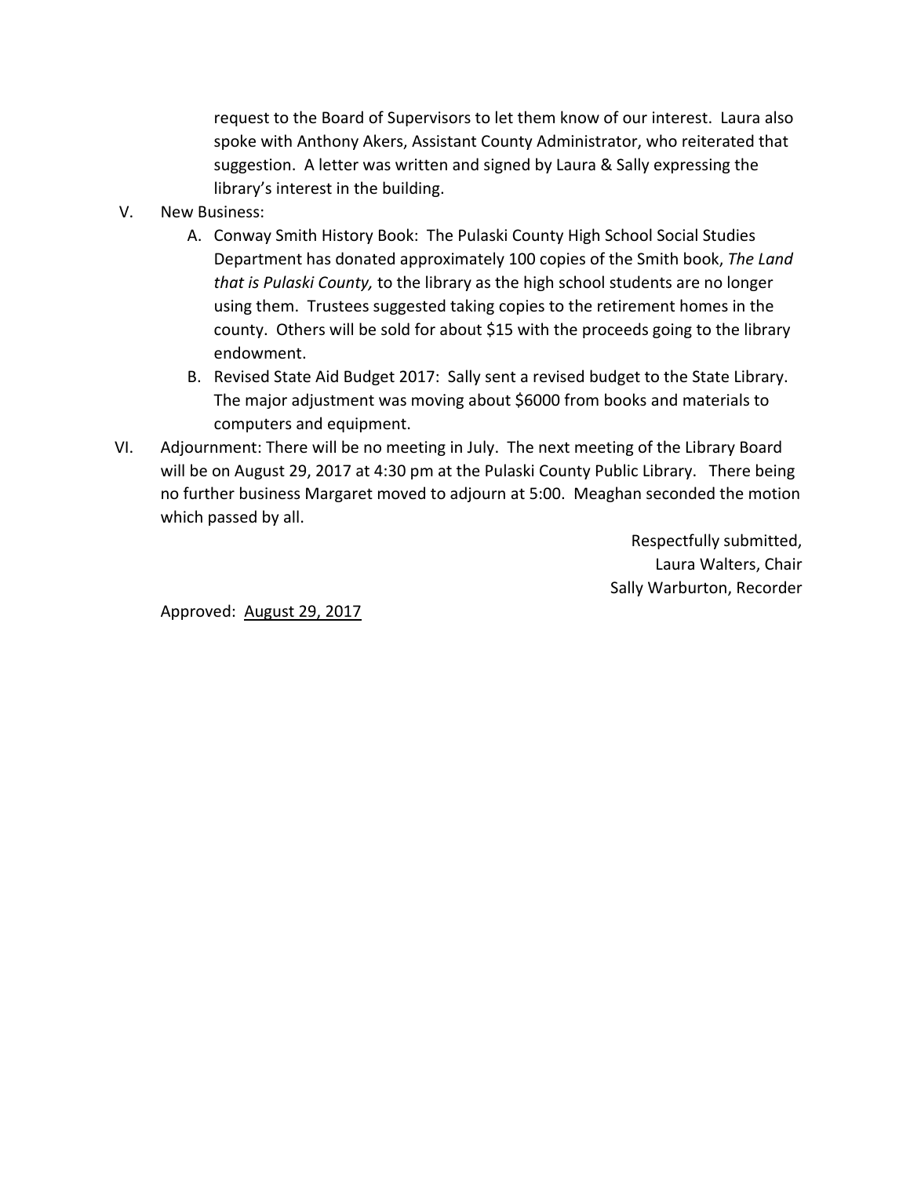request to the Board of Supervisors to let them know of our interest. Laura also spoke with Anthony Akers, Assistant County Administrator, who reiterated that suggestion. A letter was written and signed by Laura & Sally expressing the library's interest in the building.

V. New Business:

   A. Conway Smith History Book: The Pulaski County High School Social Studies Department has donated approximately 100 copies of the Smith book, *The Land that is Pulaski County,* to the library as the high school students are no longer using them. Trustees suggested taking copies to the retirement homes in the county. Others will be sold for about $15 with the proceeds going to the library endowment.

   B. Revised State Aid Budget 2017: Sally sent a revised budget to the State Library. The major adjustment was moving about $6000 from books and materials to computers and equipment.

VI. Adjournment: There will be no meeting in July. The next meeting of the Library Board will be on August 29, 2017 at 4:30 pm at the Pulaski County Public Library. There being no further business Margaret moved to adjourn at 5:00. Meaghan seconded the motion which passed by all.

Respectfully submitted,
Laura Walters, Chair
Sally Warburton, Recorder

Approved: <u>August 29, 2017</u>